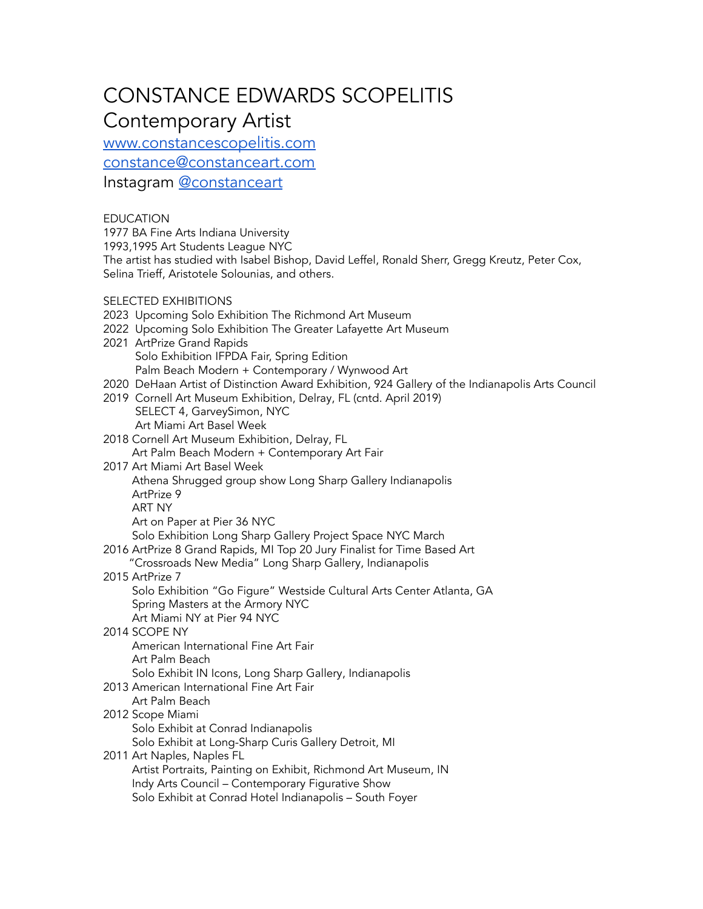# CONSTANCE EDWARDS SCOPELITIS

## Contemporary Artist

[www.constancescopelitis.com](http://www.constancescopelitis.com)

[constance@constanceart.com](mailto:constance@constanceart.com)

Instagram [@constanceart](https://instagram.com/constanceart)

EDUCATION

1977 BA Fine Arts Indiana University

1993,1995 Art Students League NYC

The artist has studied with Isabel Bishop, David Leffel, Ronald Sherr, Gregg Kreutz, Peter Cox, Selina Trieff, Aristotele Solounias, and others.

SELECTED EXHIBITIONS

2023 Upcoming Solo Exhibition The Richmond Art Museum

2022 Upcoming Solo Exhibition The Greater Lafayette Art Museum

2021 ArtPrize Grand Rapids
- Solo Exhibition IFPDA Fair, Spring Edition
- Palm Beach Modern + Contemporary / Wynwood Art

2020 DeHaan Artist of Distinction Award Exhibition, 924 Gallery of the Indianapolis Arts Council

2019 Cornell Art Museum Exhibition, Delray, FL (cntd. April 2019)
- SELECT 4, GarveySimon, NYC
- Art Miami Art Basel Week

2018 Cornell Art Museum Exhibition, Delray, FL
- Art Palm Beach Modern + Contemporary Art Fair

2017 Art Miami Art Basel Week
- Athena Shrugged group show Long Sharp Gallery Indianapolis
- ArtPrize 9
- ART NY
- Art on Paper at Pier 36 NYC
- Solo Exhibition Long Sharp Gallery Project Space NYC March

2016 ArtPrize 8 Grand Rapids, MI Top 20 Jury Finalist for Time Based Art
- "Crossroads New Media" Long Sharp Gallery, Indianapolis

2015 ArtPrize 7
- Solo Exhibition "Go Figure" Westside Cultural Arts Center Atlanta, GA
- Spring Masters at the Armory NYC
- Art Miami NY at Pier 94 NYC

2014 SCOPE NY
- American International Fine Art Fair
- Art Palm Beach
- Solo Exhibit IN Icons, Long Sharp Gallery, Indianapolis

2013 American International Fine Art Fair
- Art Palm Beach

2012 Scope Miami
- Solo Exhibit at Conrad Indianapolis
- Solo Exhibit at Long-Sharp Curis Gallery Detroit, MI

2011 Art Naples, Naples FL
- Artist Portraits, Painting on Exhibit, Richmond Art Museum, IN
- Indy Arts Council – Contemporary Figurative Show
- Solo Exhibit at Conrad Hotel Indianapolis – South Foyer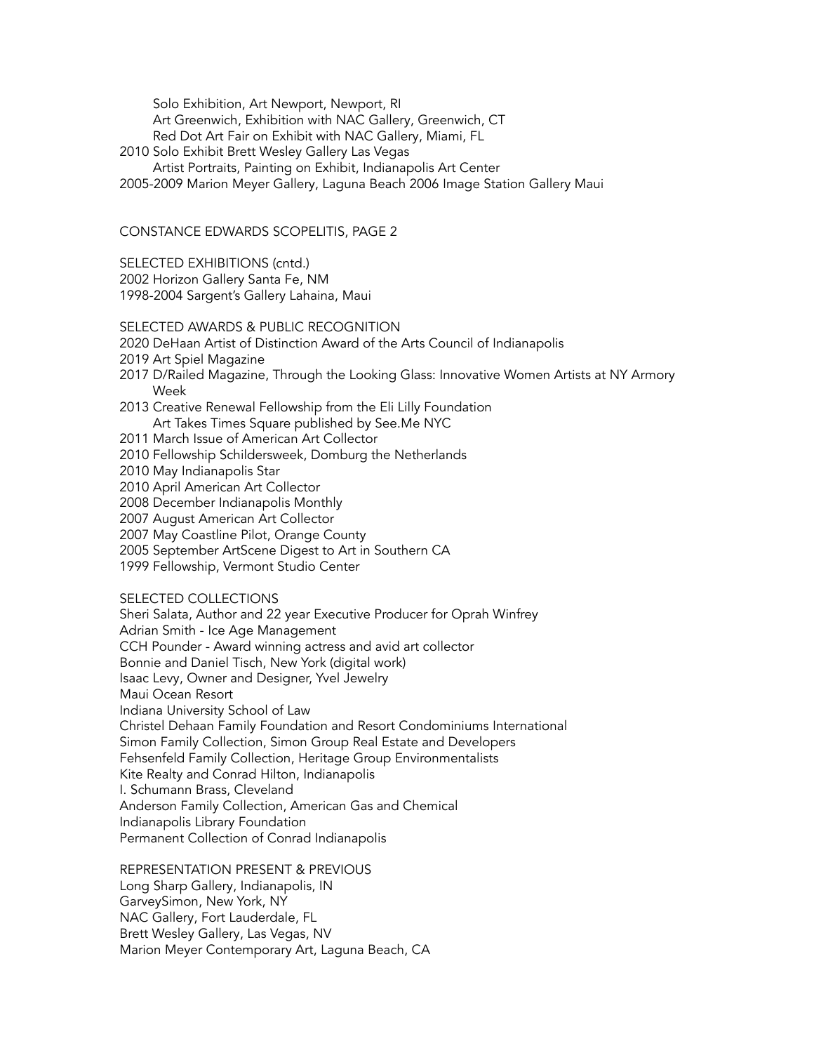Solo Exhibition, Art Newport, Newport, RI
Art Greenwich, Exhibition with NAC Gallery, Greenwich, CT
Red Dot Art Fair on Exhibit with NAC Gallery, Miami, FL
2010 Solo Exhibit Brett Wesley Gallery Las Vegas
Artist Portraits, Painting on Exhibit, Indianapolis Art Center
2005-2009 Marion Meyer Gallery, Laguna Beach 2006 Image Station Gallery Maui

CONSTANCE EDWARDS SCOPELITIS, PAGE 2

SELECTED EXHIBITIONS (cntd.)
2002 Horizon Gallery Santa Fe, NM
1998-2004 Sargent's Gallery Lahaina, Maui

## SELECTED AWARDS & PUBLIC RECOGNITION

2020 DeHaan Artist of Distinction Award of the Arts Council of Indianapolis
2019 Art Spiel Magazine
2017 D/Railed Magazine, Through the Looking Glass: Innovative Women Artists at NY Armory Week
2013 Creative Renewal Fellowship from the Eli Lilly Foundation
Art Takes Times Square published by See.Me NYC
2011 March Issue of American Art Collector
2010 Fellowship Schildersweek, Domburg the Netherlands
2010 May Indianapolis Star
2010 April American Art Collector
2008 December Indianapolis Monthly
2007 August American Art Collector
2007 May Coastline Pilot, Orange County
2005 September ArtScene Digest to Art in Southern CA
1999 Fellowship, Vermont Studio Center

## SELECTED COLLECTIONS

Sheri Salata, Author and 22 year Executive Producer for Oprah Winfrey
Adrian Smith - Ice Age Management
CCH Pounder - Award winning actress and avid art collector
Bonnie and Daniel Tisch, New York (digital work)
Isaac Levy, Owner and Designer, Yvel Jewelry
Maui Ocean Resort
Indiana University School of Law
Christel Dehaan Family Foundation and Resort Condominiums International
Simon Family Collection, Simon Group Real Estate and Developers
Fehsenfeld Family Collection, Heritage Group Environmentalists
Kite Realty and Conrad Hilton, Indianapolis
I. Schumann Brass, Cleveland
Anderson Family Collection, American Gas and Chemical
Indianapolis Library Foundation
Permanent Collection of Conrad Indianapolis

## REPRESENTATION PRESENT & PREVIOUS

Long Sharp Gallery, Indianapolis, IN
GarveySimon, New York, NY
NAC Gallery, Fort Lauderdale, FL
Brett Wesley Gallery, Las Vegas, NV
Marion Meyer Contemporary Art, Laguna Beach, CA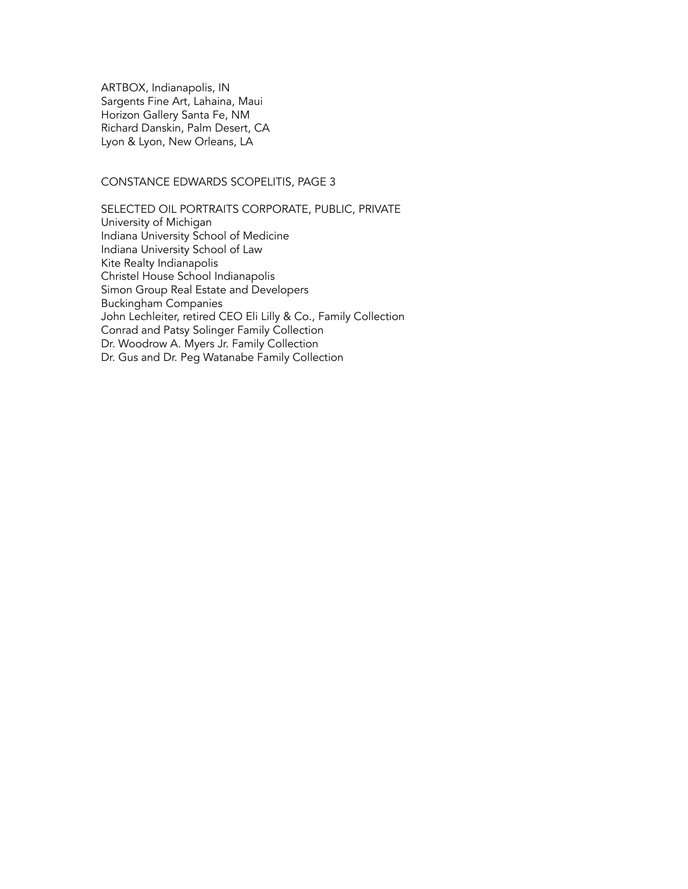ARTBOX, Indianapolis, IN
Sargents Fine Art, Lahaina, Maui
Horizon Gallery Santa Fe, NM
Richard Danskin, Palm Desert, CA
Lyon & Lyon, New Orleans, LA

SELECTED OIL PORTRAITS CORPORATE, PUBLIC, PRIVATE

University of Michigan
Indiana University School of Medicine
Indiana University School of Law
Kite Realty Indianapolis
Christel House School Indianapolis
Simon Group Real Estate and Developers
Buckingham Companies
John Lechleiter, retired CEO Eli Lilly & Co., Family Collection
Conrad and Patsy Solinger Family Collection
Dr. Woodrow A. Myers Jr. Family Collection
Dr. Gus and Dr. Peg Watanabe Family Collection